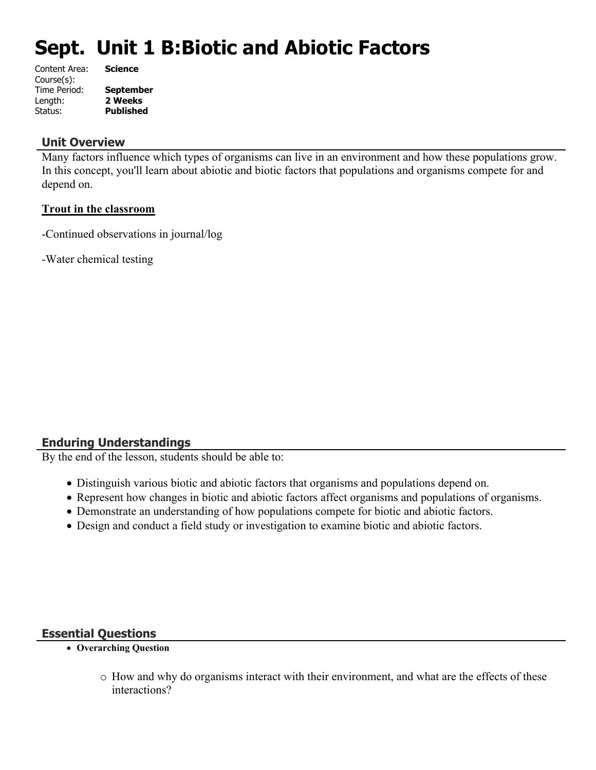# Sept. Unit 1 B:Biotic and Abiotic Factors

Content Area: **Science**
Course(s):
Time Period: **September**
Length: **2 Weeks**
Status: **Published**

## Unit Overview

Many factors influence which types of organisms can live in an environment and how these populations grow. In this concept, you'll learn about abiotic and biotic factors that populations and organisms compete for and depend on.

**Trout in the classroom**

-Continued observations in journal/log

-Water chemical testing

## Enduring Understandings

By the end of the lesson, students should be able to:

- Distinguish various biotic and abiotic factors that organisms and populations depend on.
- Represent how changes in biotic and abiotic factors affect organisms and populations of organisms.
- Demonstrate an understanding of how populations compete for biotic and abiotic factors.
- Design and conduct a field study or investigation to examine biotic and abiotic factors.

## Essential Questions

- **Overarching Question**
  - How and why do organisms interact with their environment, and what are the effects of these interactions?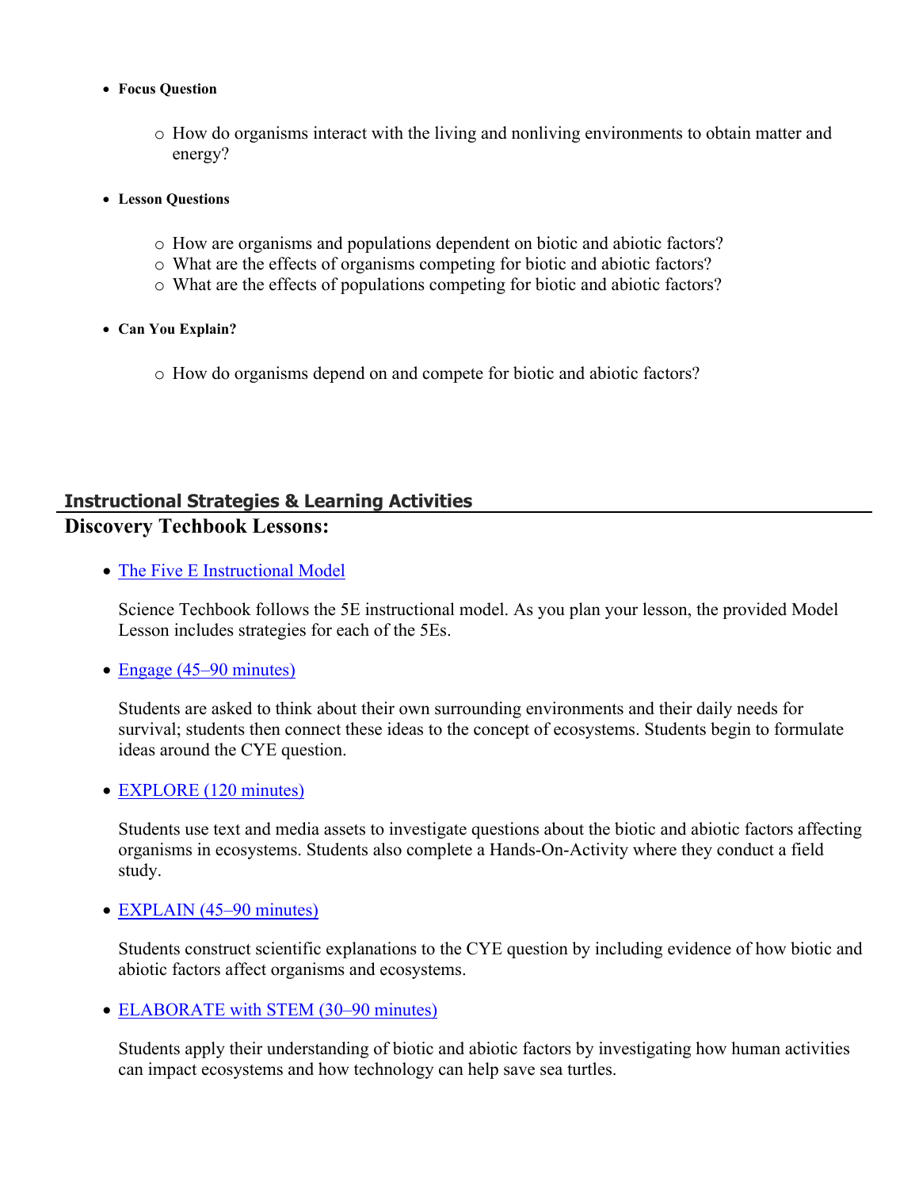- **Focus Question**
  - How do organisms interact with the living and nonliving environments to obtain matter and energy?

- **Lesson Questions**
  - How are organisms and populations dependent on biotic and abiotic factors?
  - What are the effects of organisms competing for biotic and abiotic factors?
  - What are the effects of populations competing for biotic and abiotic factors?

- **Can You Explain?**
  - How do organisms depend on and compete for biotic and abiotic factors?

## Instructional Strategies & Learning Activities

## Discovery Techbook Lessons:

- The Five E Instructional Model

  Science Techbook follows the 5E instructional model. As you plan your lesson, the provided Model Lesson includes strategies for each of the 5Es.

- Engage (45–90 minutes)

  Students are asked to think about their own surrounding environments and their daily needs for survival; students then connect these ideas to the concept of ecosystems. Students begin to formulate ideas around the CYE question.

- EXPLORE (120 minutes)

  Students use text and media assets to investigate questions about the biotic and abiotic factors affecting organisms in ecosystems. Students also complete a Hands-On-Activity where they conduct a field study.

- EXPLAIN (45–90 minutes)

  Students construct scientific explanations to the CYE question by including evidence of how biotic and abiotic factors affect organisms and ecosystems.

- ELABORATE with STEM (30–90 minutes)

  Students apply their understanding of biotic and abiotic factors by investigating how human activities can impact ecosystems and how technology can help save sea turtles.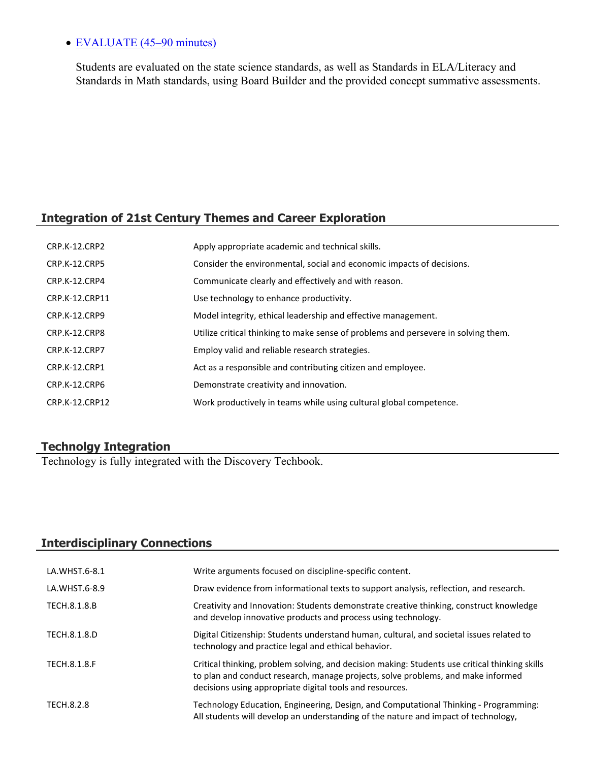- [EVALUATE (45–90 minutes)]

  Students are evaluated on the state science standards, as well as Standards in ELA/Literacy and Standards in Math standards, using Board Builder and the provided concept summative assessments.

## Integration of 21st Century Themes and Career Exploration

| | |
|---|---|
| CRP.K-12.CRP2 | Apply appropriate academic and technical skills. |
| CRP.K-12.CRP5 | Consider the environmental, social and economic impacts of decisions. |
| CRP.K-12.CRP4 | Communicate clearly and effectively and with reason. |
| CRP.K-12.CRP11 | Use technology to enhance productivity. |
| CRP.K-12.CRP9 | Model integrity, ethical leadership and effective management. |
| CRP.K-12.CRP8 | Utilize critical thinking to make sense of problems and persevere in solving them. |
| CRP.K-12.CRP7 | Employ valid and reliable research strategies. |
| CRP.K-12.CRP1 | Act as a responsible and contributing citizen and employee. |
| CRP.K-12.CRP6 | Demonstrate creativity and innovation. |
| CRP.K-12.CRP12 | Work productively in teams while using cultural global competence. |

## Technolgy Integration

Technology is fully integrated with the Discovery Techbook.

## Interdisciplinary Connections

| | |
|---|---|
| LA.WHST.6-8.1 | Write arguments focused on discipline-specific content. |
| LA.WHST.6-8.9 | Draw evidence from informational texts to support analysis, reflection, and research. |
| TECH.8.1.8.B | Creativity and Innovation: Students demonstrate creative thinking, construct knowledge and develop innovative products and process using technology. |
| TECH.8.1.8.D | Digital Citizenship: Students understand human, cultural, and societal issues related to technology and practice legal and ethical behavior. |
| TECH.8.1.8.F | Critical thinking, problem solving, and decision making: Students use critical thinking skills to plan and conduct research, manage projects, solve problems, and make informed decisions using appropriate digital tools and resources. |
| TECH.8.2.8 | Technology Education, Engineering, Design, and Computational Thinking - Programming: All students will develop an understanding of the nature and impact of technology, |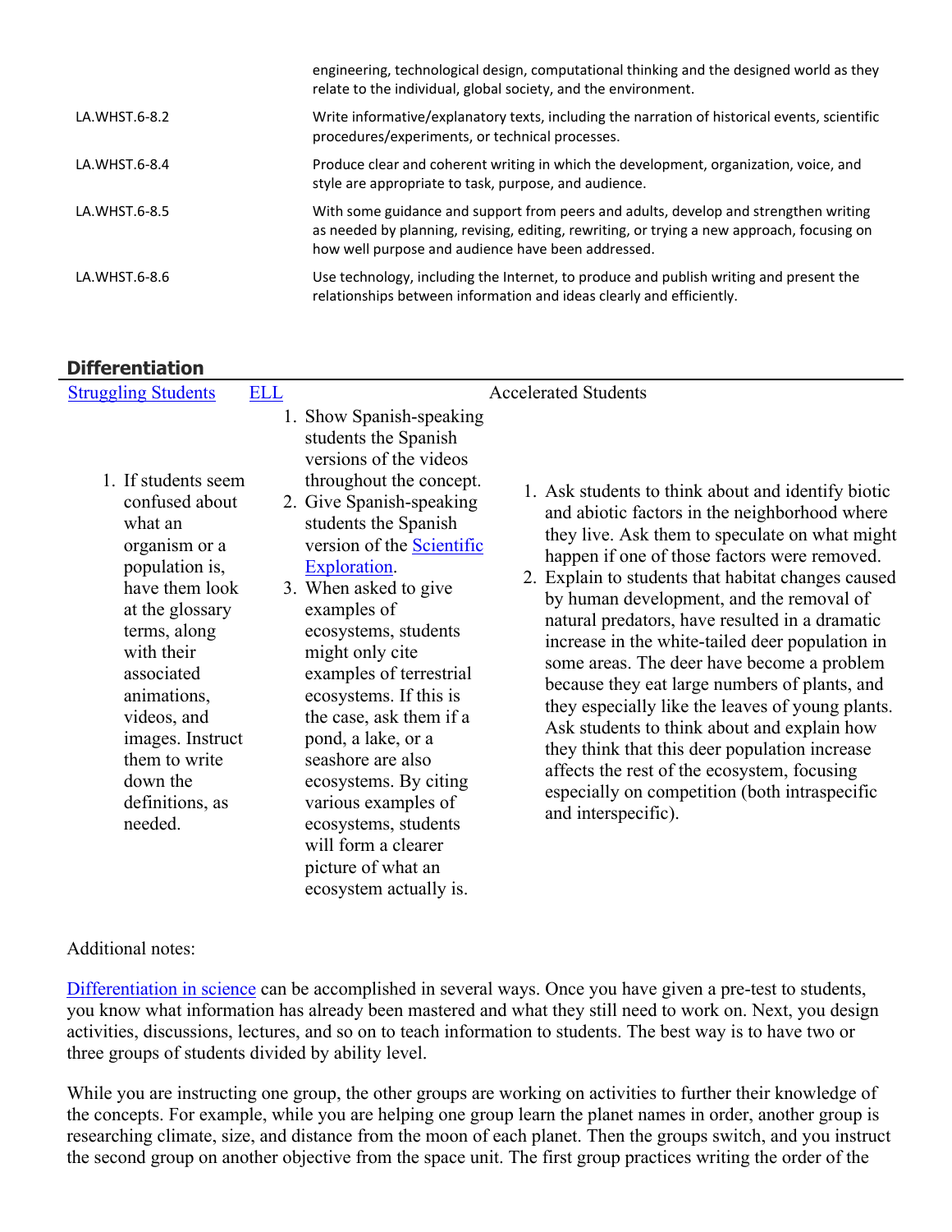| | |
|---|---|
| | engineering, technological design, computational thinking and the designed world as they relate to the individual, global society, and the environment. |
| LA.WHST.6-8.2 | Write informative/explanatory texts, including the narration of historical events, scientific procedures/experiments, or technical processes. |
| LA.WHST.6-8.4 | Produce clear and coherent writing in which the development, organization, voice, and style are appropriate to task, purpose, and audience. |
| LA.WHST.6-8.5 | With some guidance and support from peers and adults, develop and strengthen writing as needed by planning, revising, editing, rewriting, or trying a new approach, focusing on how well purpose and audience have been addressed. |
| LA.WHST.6-8.6 | Use technology, including the Internet, to produce and publish writing and present the relationships between information and ideas clearly and efficiently. |

## Differentiation

| Struggling Students | ELL | Accelerated Students |
|---|---|---|
| 1. If students seem confused about what an organism or a population is, have them look at the glossary terms, along with their associated animations, videos, and images. Instruct them to write down the definitions, as needed. | 1. Show Spanish-speaking students the Spanish versions of the videos throughout the concept. 2. Give Spanish-speaking students the Spanish version of the Scientific Exploration. 3. When asked to give examples of ecosystems, students might only cite examples of terrestrial ecosystems. If this is the case, ask them if a pond, a lake, or a seashore are also ecosystems. By citing various examples of ecosystems, students will form a clearer picture of what an ecosystem actually is. | 1. Ask students to think about and identify biotic and abiotic factors in the neighborhood where they live. Ask them to speculate on what might happen if one of those factors were removed. 2. Explain to students that habitat changes caused by human development, and the removal of natural predators, have resulted in a dramatic increase in the white-tailed deer population in some areas. The deer have become a problem because they eat large numbers of plants, and they especially like the leaves of young plants. Ask students to think about and explain how they think that this deer population increase affects the rest of the ecosystem, focusing especially on competition (both intraspecific and interspecific). |

Additional notes:

Differentiation in science can be accomplished in several ways. Once you have given a pre-test to students, you know what information has already been mastered and what they still need to work on. Next, you design activities, discussions, lectures, and so on to teach information to students. The best way is to have two or three groups of students divided by ability level.

While you are instructing one group, the other groups are working on activities to further their knowledge of the concepts. For example, while you are helping one group learn the planet names in order, another group is researching climate, size, and distance from the moon of each planet. Then the groups switch, and you instruct the second group on another objective from the space unit. The first group practices writing the order of the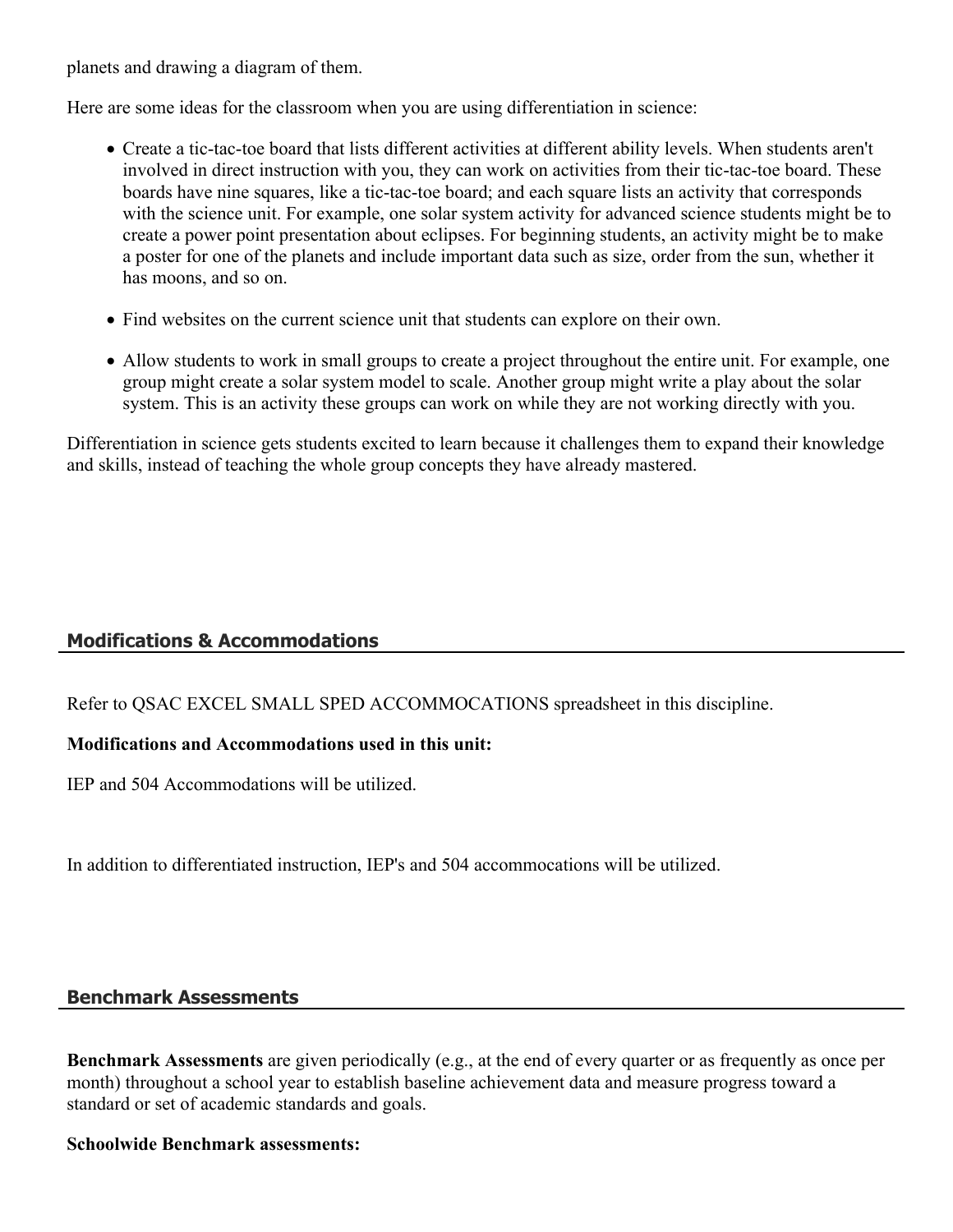planets and drawing a diagram of them.

Here are some ideas for the classroom when you are using differentiation in science:

- Create a tic-tac-toe board that lists different activities at different ability levels. When students aren't involved in direct instruction with you, they can work on activities from their tic-tac-toe board. These boards have nine squares, like a tic-tac-toe board; and each square lists an activity that corresponds with the science unit. For example, one solar system activity for advanced science students might be to create a power point presentation about eclipses. For beginning students, an activity might be to make a poster for one of the planets and include important data such as size, order from the sun, whether it has moons, and so on.
- Find websites on the current science unit that students can explore on their own.
- Allow students to work in small groups to create a project throughout the entire unit. For example, one group might create a solar system model to scale. Another group might write a play about the solar system. This is an activity these groups can work on while they are not working directly with you.

Differentiation in science gets students excited to learn because it challenges them to expand their knowledge and skills, instead of teaching the whole group concepts they have already mastered.

## Modifications & Accommodations

Refer to QSAC EXCEL SMALL SPED ACCOMMOCATIONS spreadsheet in this discipline.

**Modifications and Accommodations used in this unit:**

IEP and 504 Accommodations will be utilized.

In addition to differentiated instruction, IEP's and 504 accommocations will be utilized.

## Benchmark Assessments

**Benchmark Assessments** are given periodically (e.g., at the end of every quarter or as frequently as once per month) throughout a school year to establish baseline achievement data and measure progress toward a standard or set of academic standards and goals.

**Schoolwide Benchmark assessments:**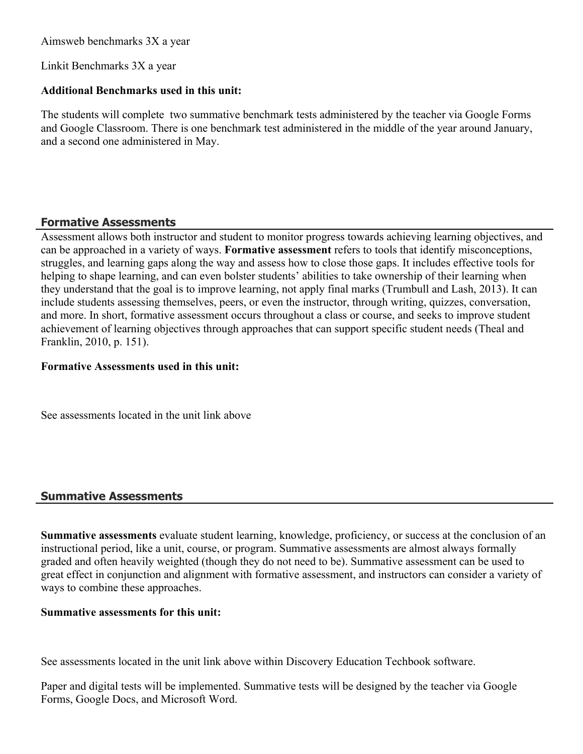Aimsweb benchmarks 3X a year

Linkit Benchmarks 3X a year

**Additional Benchmarks used in this unit:**

The students will complete  two summative benchmark tests administered by the teacher via Google Forms and Google Classroom. There is one benchmark test administered in the middle of the year around January, and a second one administered in May.

## Formative Assessments

Assessment allows both instructor and student to monitor progress towards achieving learning objectives, and can be approached in a variety of ways. **Formative assessment** refers to tools that identify misconceptions, struggles, and learning gaps along the way and assess how to close those gaps. It includes effective tools for helping to shape learning, and can even bolster students' abilities to take ownership of their learning when they understand that the goal is to improve learning, not apply final marks (Trumbull and Lash, 2013). It can include students assessing themselves, peers, or even the instructor, through writing, quizzes, conversation, and more. In short, formative assessment occurs throughout a class or course, and seeks to improve student achievement of learning objectives through approaches that can support specific student needs (Theal and Franklin, 2010, p. 151).

**Formative Assessments used in this unit:**

See assessments located in the unit link above

## Summative Assessments

**Summative assessments** evaluate student learning, knowledge, proficiency, or success at the conclusion of an instructional period, like a unit, course, or program. Summative assessments are almost always formally graded and often heavily weighted (though they do not need to be). Summative assessment can be used to great effect in conjunction and alignment with formative assessment, and instructors can consider a variety of ways to combine these approaches.

**Summative assessments for this unit:**

See assessments located in the unit link above within Discovery Education Techbook software.

Paper and digital tests will be implemented. Summative tests will be designed by the teacher via Google Forms, Google Docs, and Microsoft Word.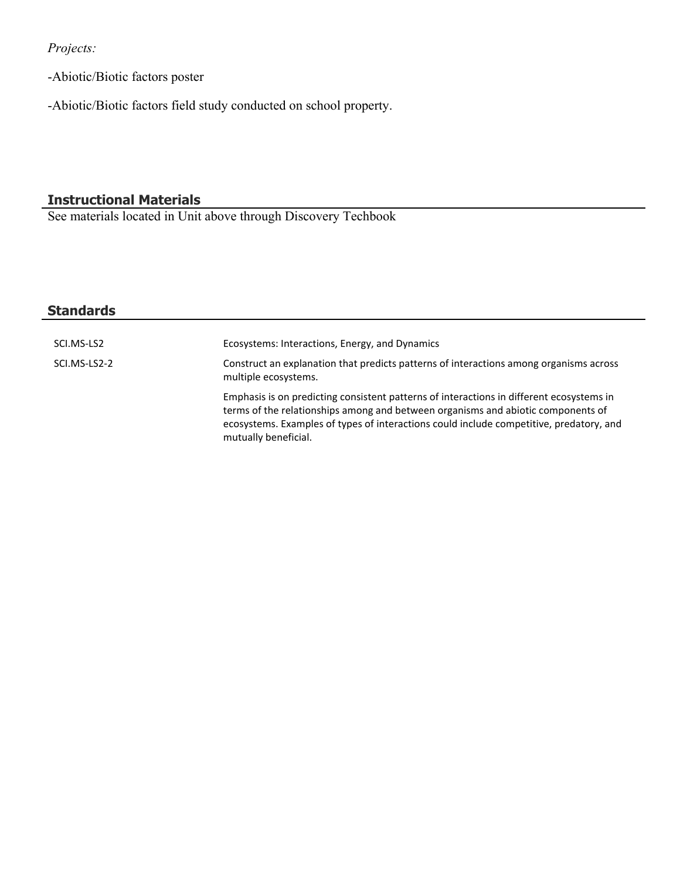*Projects:*

-Abiotic/Biotic factors poster

-Abiotic/Biotic factors field study conducted on school property.

## Instructional Materials

See materials located in Unit above through Discovery Techbook

## Standards

| | |
|---|---|
| SCI.MS-LS2 | Ecosystems: Interactions, Energy, and Dynamics |
| SCI.MS-LS2-2 | Construct an explanation that predicts patterns of interactions among organisms across multiple ecosystems. |
| | Emphasis is on predicting consistent patterns of interactions in different ecosystems in terms of the relationships among and between organisms and abiotic components of ecosystems. Examples of types of interactions could include competitive, predatory, and mutually beneficial. |